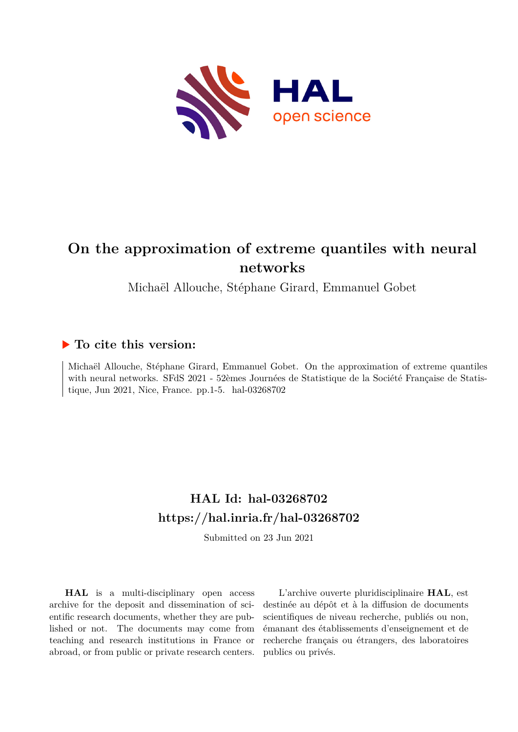# On the approximation of extreme quantiles with neural networks

Michaël Allouche, Stéphane Girard, Emmanuel Gobet

## ▶ To cite this version:

Michaël Allouche, Stéphane Girard, Emmanuel Gobet. On the approximation of extreme quantiles with neural networks. SFdS 2021 - 52èmes Journées de Statistique de la Société Française de Statistique, Jun 2021, Nice, France. pp.1-5. hal-03268702

## HAL Id: hal-03268702

## https://hal.inria.fr/hal-03268702

Submitted on 23 Jun 2021

**HAL** is a multi-disciplinary open access archive for the deposit and dissemination of scientific research documents, whether they are published or not. The documents may come from teaching and research institutions in France or abroad, or from public or private research centers.

L'archive ouverte pluridisciplinaire **HAL**, est destinée au dépôt et à la diffusion de documents scientifiques de niveau recherche, publiés ou non, émanant des établissements d'enseignement et de recherche français ou étrangers, des laboratoires publics ou privés.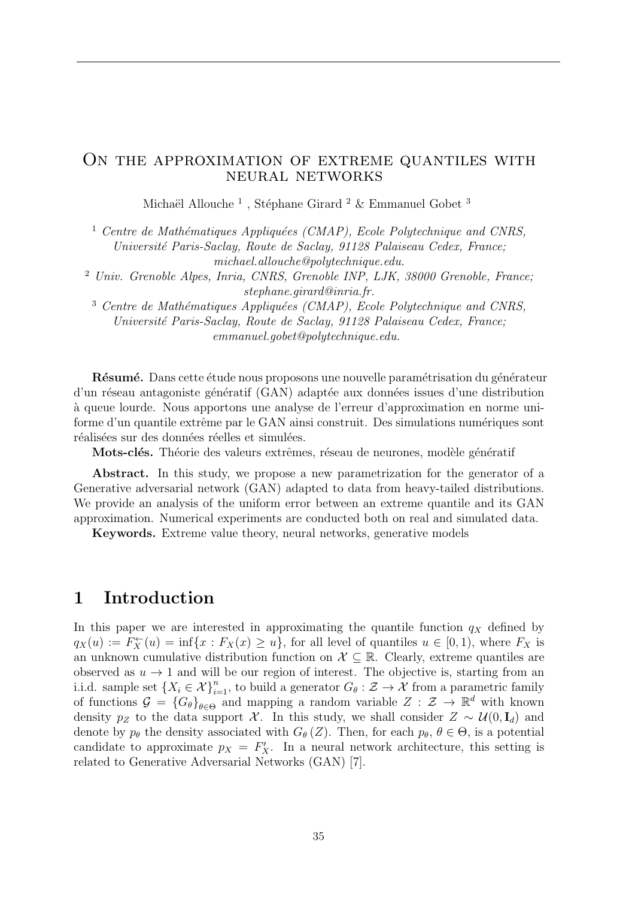# On the approximation of extreme quantiles with neural networks

Michaël Allouche [1] , Stéphane Girard [2] & Emmanuel Gobet [3]

[1] *Centre de Mathématiques Appliquées (CMAP), Ecole Polytechnique and CNRS, Université Paris-Saclay, Route de Saclay, 91128 Palaiseau Cedex, France; michael.allouche@polytechnique.edu.*

[2] *Univ. Grenoble Alpes, Inria, CNRS, Grenoble INP, LJK, 38000 Grenoble, France; stephane.girard@inria.fr.*

[3] *Centre de Mathématiques Appliquées (CMAP), Ecole Polytechnique and CNRS, Université Paris-Saclay, Route de Saclay, 91128 Palaiseau Cedex, France; emmanuel.gobet@polytechnique.edu.*

**Résumé.** Dans cette étude nous proposons une nouvelle paramétrisation du générateur d'un réseau antagoniste génératif (GAN) adaptée aux données issues d'une distribution à queue lourde. Nous apportons une analyse de l'erreur d'approximation en norme uniforme d'un quantile extrême par le GAN ainsi construit. Des simulations numériques sont réalisées sur des données réelles et simulées.

**Mots-clés.** Théorie des valeurs extrêmes, réseau de neurones, modèle génératif

**Abstract.** In this study, we propose a new parametrization for the generator of a Generative adversarial network (GAN) adapted to data from heavy-tailed distributions. We provide an analysis of the uniform error between an extreme quantile and its GAN approximation. Numerical experiments are conducted both on real and simulated data.

**Keywords.** Extreme value theory, neural networks, generative models

## 1 Introduction

In this paper we are interested in approximating the quantile function $q_X$ defined by $q_X(u) := F_X^{\leftarrow}(u) = \inf\{x : F_X(x) \geq u\}$, for all level of quantiles $u \in [0, 1)$, where $F_X$ is an unknown cumulative distribution function on $\mathcal{X} \subseteq \mathbb{R}$. Clearly, extreme quantiles are observed as $u \to 1$ and will be our region of interest. The objective is, starting from an i.i.d. sample set $\{X_i \in \mathcal{X}\}_{i=1}^n$, to build a generator $G_\theta : \mathcal{Z} \to \mathcal{X}$ from a parametric family of functions $\mathcal{G} = \{G_\theta\}_{\theta\in\Theta}$ and mapping a random variable $Z : \mathcal{Z} \to \mathbb{R}^d$ with known density $p_Z$ to the data support $\mathcal{X}$. In this study, we shall consider $Z \sim \mathcal{U}(0, \mathbf{I}_d)$ and denote by $p_\theta$ the density associated with $G_\theta(Z)$. Then, for each $p_\theta$, $\theta \in \Theta$, is a potential candidate to approximate $p_X = F_X'$. In a neural network architecture, this setting is related to Generative Adversarial Networks (GAN) [7].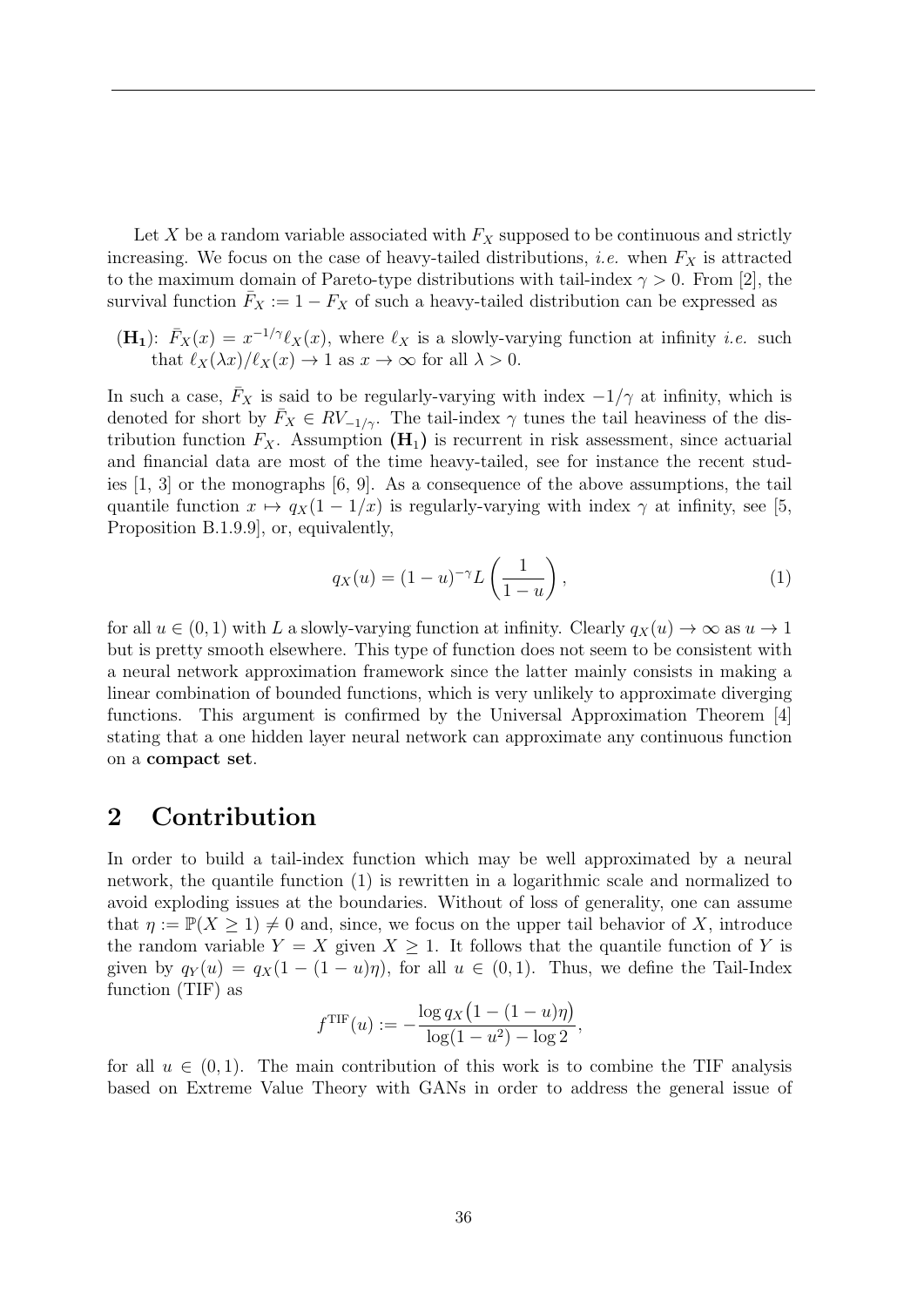Let $X$ be a random variable associated with $F_X$ supposed to be continuous and strictly increasing. We focus on the case of heavy-tailed distributions, *i.e.* when $F_X$ is attracted to the maximum domain of Pareto-type distributions with tail-index $\gamma > 0$. From [2], the survival function $\bar{F}_X := 1 - F_X$ of such a heavy-tailed distribution can be expressed as

($\mathbf{H_1}$): $\bar{F}_X(x) = x^{-1/\gamma}\ell_X(x)$, where $\ell_X$ is a slowly-varying function at infinity *i.e.* such that $\ell_X(\lambda x)/\ell_X(x) \to 1$ as $x \to \infty$ for all $\lambda > 0$.

In such a case, $\bar{F}_X$ is said to be regularly-varying with index $-1/\gamma$ at infinity, which is denoted for short by $\bar{F}_X \in RV_{-1/\gamma}$. The tail-index $\gamma$ tunes the tail heaviness of the distribution function $F_X$. Assumption ($\mathbf{H_1}$) is recurrent in risk assessment, since actuarial and financial data are most of the time heavy-tailed, see for instance the recent studies [1, 3] or the monographs [6, 9]. As a consequence of the above assumptions, the tail quantile function $x \mapsto q_X(1 - 1/x)$ is regularly-varying with index $\gamma$ at infinity, see [5, Proposition B.1.9.9], or, equivalently,

$$q_X(u) = (1-u)^{-\gamma} L\left(\frac{1}{1-u}\right), \tag{1}$$

for all $u \in (0, 1)$ with $L$ a slowly-varying function at infinity. Clearly $q_X(u) \to \infty$ as $u \to 1$ but is pretty smooth elsewhere. This type of function does not seem to be consistent with a neural network approximation framework since the latter mainly consists in making a linear combination of bounded functions, which is very unlikely to approximate diverging functions. This argument is confirmed by the Universal Approximation Theorem [4] stating that a one hidden layer neural network can approximate any continuous function on a **compact set**.

## 2 Contribution

In order to build a tail-index function which may be well approximated by a neural network, the quantile function (1) is rewritten in a logarithmic scale and normalized to avoid exploding issues at the boundaries. Without of loss of generality, one can assume that $\eta := \mathbb{P}(X \geq 1) \neq 0$ and, since, we focus on the upper tail behavior of $X$, introduce the random variable $Y = X$ given $X \geq 1$. It follows that the quantile function of $Y$ is given by $q_Y(u) = q_X(1 - (1-u)\eta)$, for all $u \in (0, 1)$. Thus, we define the Tail-Index function (TIF) as

$$f^{\mathrm{TIF}}(u) := -\frac{\log q_X\big(1 - (1-u)\eta\big)}{\log(1-u^2) - \log 2},$$

for all $u \in (0, 1)$. The main contribution of this work is to combine the TIF analysis based on Extreme Value Theory with GANs in order to address the general issue of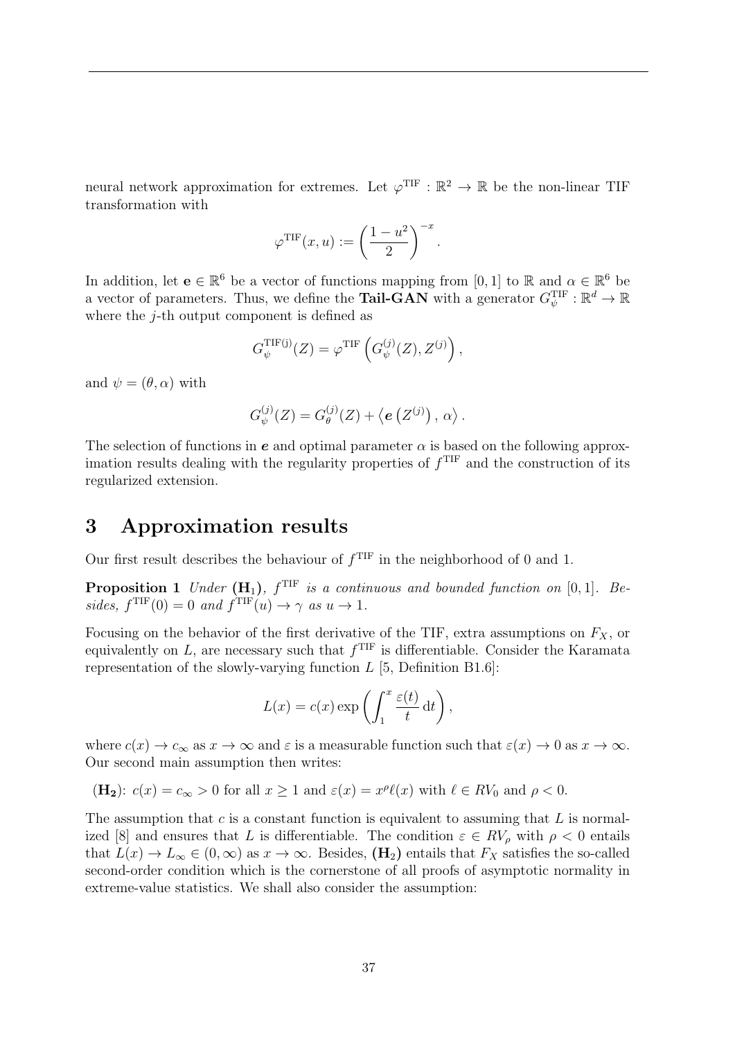neural network approximation for extremes. Let $\varphi^{\mathrm{TIF}} : \mathbb{R}^2 \to \mathbb{R}$ be the non-linear TIF transformation with

$$\varphi^{\mathrm{TIF}}(x, u) := \left(\frac{1-u^2}{2}\right)^{-x}.$$

In addition, let $\mathbf{e} \in \mathbb{R}^6$ be a vector of functions mapping from $[0, 1]$ to $\mathbb{R}$ and $\alpha \in \mathbb{R}^6$ be a vector of parameters. Thus, we define the **Tail-GAN** with a generator $G_\psi^{\mathrm{TIF}} : \mathbb{R}^d \to \mathbb{R}$ where the $j$-th output component is defined as

$$G_\psi^{\mathrm{TIF(j)}}(Z) = \varphi^{\mathrm{TIF}}\left(G_\psi^{(j)}(Z), Z^{(j)}\right),$$

and $\psi = (\theta, \alpha)$ with

$$G_\psi^{(j)}(Z) = G_\theta^{(j)}(Z) + \left\langle \boldsymbol{e}\left(Z^{(j)}\right),\, \alpha\right\rangle.$$

The selection of functions in $\boldsymbol{e}$ and optimal parameter $\alpha$ is based on the following approximation results dealing with the regularity properties of $f^{\mathrm{TIF}}$ and the construction of its regularized extension.

# 3 Approximation results

Our first result describes the behaviour of $f^{\mathrm{TIF}}$ in the neighborhood of 0 and 1.

**Proposition 1** *Under* $(\mathbf{H}_1)$*,* $f^{\mathrm{TIF}}$ *is a continuous and bounded function on* $[0, 1]$*. Besides,* $f^{\mathrm{TIF}}(0) = 0$ *and* $f^{\mathrm{TIF}}(u) \to \gamma$ *as* $u \to 1$*.*

Focusing on the behavior of the first derivative of the TIF, extra assumptions on $F_X$, or equivalently on $L$, are necessary such that $f^{\mathrm{TIF}}$ is differentiable. Consider the Karamata representation of the slowly-varying function $L$ [5, Definition B1.6]:

$$L(x) = c(x) \exp\left(\int_1^x \frac{\varepsilon(t)}{t}\, \mathrm{d}t\right),$$

where $c(x) \to c_\infty$ as $x \to \infty$ and $\varepsilon$ is a measurable function such that $\varepsilon(x) \to 0$ as $x \to \infty$. Our second main assumption then writes:

$(\mathbf{H_2})$: $c(x) = c_\infty > 0$ for all $x \geq 1$ and $\varepsilon(x) = x^\rho \ell(x)$ with $\ell \in RV_0$ and $\rho < 0$.

The assumption that $c$ is a constant function is equivalent to assuming that $L$ is normalized [8] and ensures that $L$ is differentiable. The condition $\varepsilon \in RV_\rho$ with $\rho < 0$ entails that $L(x) \to L_\infty \in (0, \infty)$ as $x \to \infty$. Besides, $(\mathbf{H}_2)$ entails that $F_X$ satisfies the so-called second-order condition which is the cornerstone of all proofs of asymptotic normality in extreme-value statistics. We shall also consider the assumption: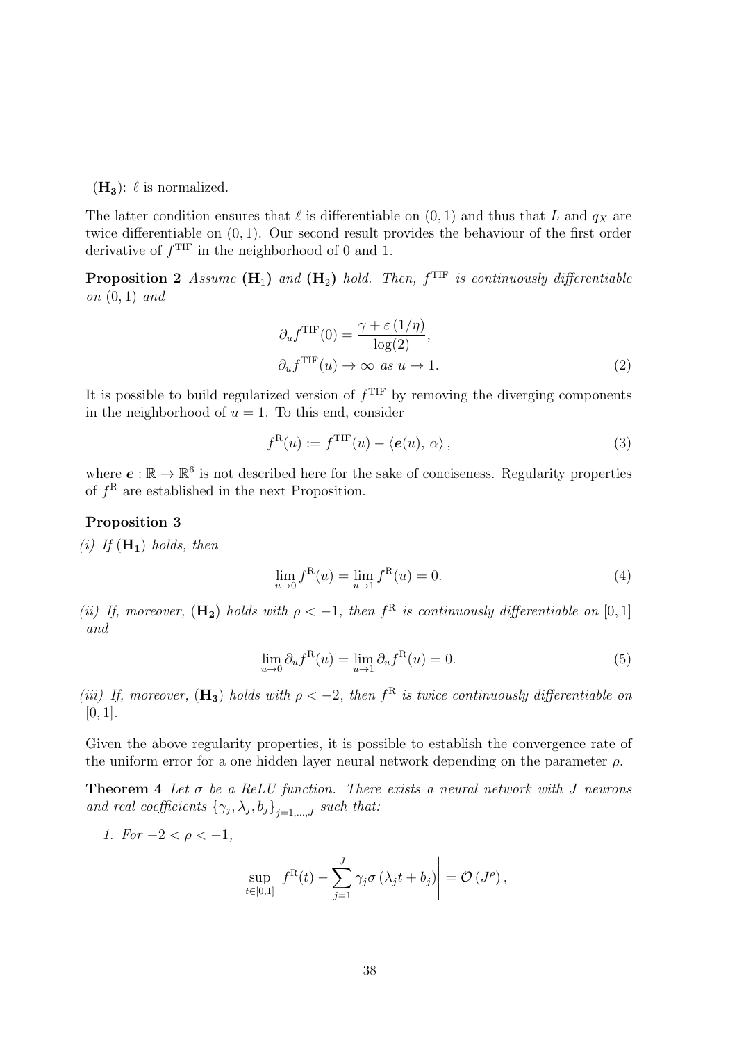($\mathbf{H_3}$): $\ell$ is normalized.

The latter condition ensures that $\ell$ is differentiable on $(0,1)$ and thus that $L$ and $q_X$ are twice differentiable on $(0,1)$. Our second result provides the behaviour of the first order derivative of $f^{\mathrm{TIF}}$ in the neighborhood of 0 and 1.

**Proposition 2** *Assume* $(\mathbf{H}_1)$ *and* $(\mathbf{H}_2)$ *hold. Then,* $f^{\mathrm{TIF}}$ *is continuously differentiable on* $(0,1)$ *and*

$$
\begin{aligned}
\partial_u f^{\mathrm{TIF}}(0) &= \frac{\gamma + \varepsilon\left(1/\eta\right)}{\log(2)}, \\
\partial_u f^{\mathrm{TIF}}(u) &\to \infty \ \textit{as}\ u \to 1.
\end{aligned}
\tag{2}
$$

It is possible to build regularized version of $f^{\mathrm{TIF}}$ by removing the diverging components in the neighborhood of $u = 1$. To this end, consider

$$
f^{\mathrm{R}}(u) := f^{\mathrm{TIF}}(u) - \langle \boldsymbol{e}(u),\, \alpha \rangle\,,
\tag{3}
$$

where $\boldsymbol{e} : \mathbb{R} \to \mathbb{R}^6$ is not described here for the sake of conciseness. Regularity properties of $f^{\mathrm{R}}$ are established in the next Proposition.

**Proposition 3**

*(i) If* $(\mathbf{H_1})$ *holds, then*

$$
\lim_{u\to 0} f^{\mathrm{R}}(u) = \lim_{u\to 1} f^{\mathrm{R}}(u) = 0.
\tag{4}
$$

*(ii) If, moreover,* $(\mathbf{H_2})$ *holds with* $\rho < -1$*, then* $f^{\mathrm{R}}$ *is continuously differentiable on* $[0,1]$ *and*

$$
\lim_{u\to 0} \partial_u f^{\mathrm{R}}(u) = \lim_{u\to 1} \partial_u f^{\mathrm{R}}(u) = 0.
\tag{5}
$$

*(iii) If, moreover,* $(\mathbf{H_3})$ *holds with* $\rho < -2$*, then* $f^{\mathrm{R}}$ *is twice continuously differentiable on* $[0,1]$.

Given the above regularity properties, it is possible to establish the convergence rate of the uniform error for a one hidden layer neural network depending on the parameter $\rho$.

**Theorem 4** *Let* $\sigma$ *be a ReLU function. There exists a neural network with* $J$ *neurons and real coefficients* $\{\gamma_j, \lambda_j, b_j\}_{j=1,\ldots,J}$ *such that:*

1. *For* $-2 < \rho < -1$,

$$
\sup_{t\in[0,1]} \left| f^{\mathrm{R}}(t) - \sum_{j=1}^{J} \gamma_j \sigma\left(\lambda_j t + b_j\right) \right| = \mathcal{O}\left(J^{\rho}\right),
$$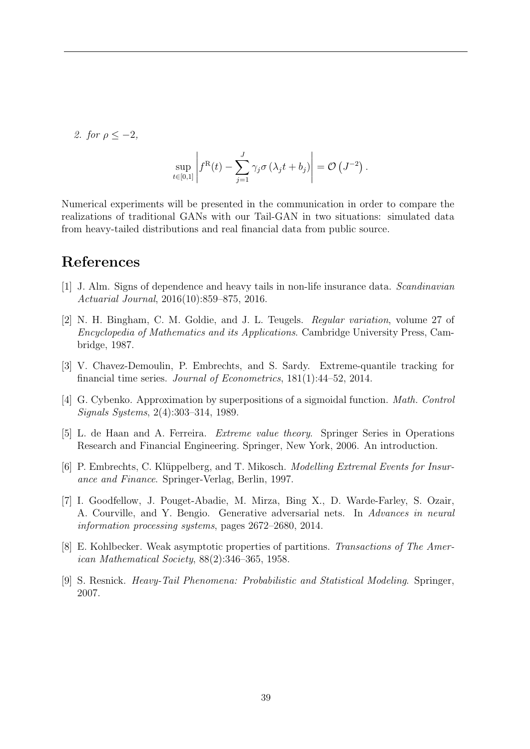2. *for* $\rho \leq -2$,

$$\sup_{t\in[0,1]} \left| f^{\mathrm{R}}(t) - \sum_{j=1}^{J} \gamma_j \sigma\left(\lambda_j t + b_j\right) \right| = \mathcal{O}\left(J^{-2}\right).$$

Numerical experiments will be presented in the communication in order to compare the realizations of traditional GANs with our Tail-GAN in two situations: simulated data from heavy-tailed distributions and real financial data from public source.

## References

[1] J. Alm. Signs of dependence and heavy tails in non-life insurance data. *Scandinavian Actuarial Journal*, 2016(10):859–875, 2016.

[2] N. H. Bingham, C. M. Goldie, and J. L. Teugels. *Regular variation*, volume 27 of *Encyclopedia of Mathematics and its Applications*. Cambridge University Press, Cambridge, 1987.

[3] V. Chavez-Demoulin, P. Embrechts, and S. Sardy. Extreme-quantile tracking for financial time series. *Journal of Econometrics*, 181(1):44–52, 2014.

[4] G. Cybenko. Approximation by superpositions of a sigmoidal function. *Math. Control Signals Systems*, 2(4):303–314, 1989.

[5] L. de Haan and A. Ferreira. *Extreme value theory*. Springer Series in Operations Research and Financial Engineering. Springer, New York, 2006. An introduction.

[6] P. Embrechts, C. Klüppelberg, and T. Mikosch. *Modelling Extremal Events for Insurance and Finance*. Springer-Verlag, Berlin, 1997.

[7] I. Goodfellow, J. Pouget-Abadie, M. Mirza, Bing X., D. Warde-Farley, S. Ozair, A. Courville, and Y. Bengio. Generative adversarial nets. In *Advances in neural information processing systems*, pages 2672–2680, 2014.

[8] E. Kohlbecker. Weak asymptotic properties of partitions. *Transactions of The American Mathematical Society*, 88(2):346–365, 1958.

[9] S. Resnick. *Heavy-Tail Phenomena: Probabilistic and Statistical Modeling*. Springer, 2007.